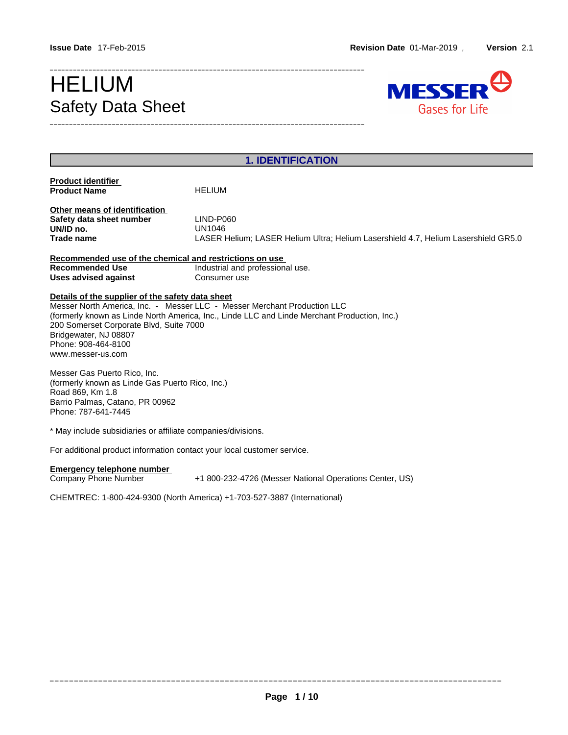**Issue Date** 17-Feb-2015 **Revision Date** 01-Mar-2019 , **Version** 2.1

# HELIUM
## Safety Data Sheet

## 1. IDENTIFICATION

**Product identifier**

| | |
|---|---|
| **Product Name** | HELIUM |

**Other means of identification**

| | |
|---|---|
| **Safety data sheet number** | LIND-P060 |
| **UN/ID no.** | UN1046 |
| **Trade name** | LASER Helium; LASER Helium Ultra; Helium Lasershield 4.7, Helium Lasershield GR5.0 |

**Recommended use of the chemical and restrictions on use**

| | |
|---|---|
| **Recommended Use** | Industrial and professional use. |
| **Uses advised against** | Consumer use |

**Details of the supplier of the safety data sheet**

Messer North America, Inc. - Messer LLC - Messer Merchant Production LLC
(formerly known as Linde North America, Inc., Linde LLC and Linde Merchant Production, Inc.)
200 Somerset Corporate Blvd, Suite 7000
Bridgewater, NJ 08807
Phone: 908-464-8100
www.messer-us.com

Messer Gas Puerto Rico, Inc.
(formerly known as Linde Gas Puerto Rico, Inc.)
Road 869, Km 1.8
Barrio Palmas, Catano, PR 00962
Phone: 787-641-7445

* May include subsidiaries or affiliate companies/divisions.

For additional product information contact your local customer service.

**Emergency telephone number**

| | |
|---|---|
| Company Phone Number | +1 800-232-4726 (Messer National Operations Center, US) |

CHEMTREC: 1-800-424-9300 (North America) +1-703-527-3887 (International)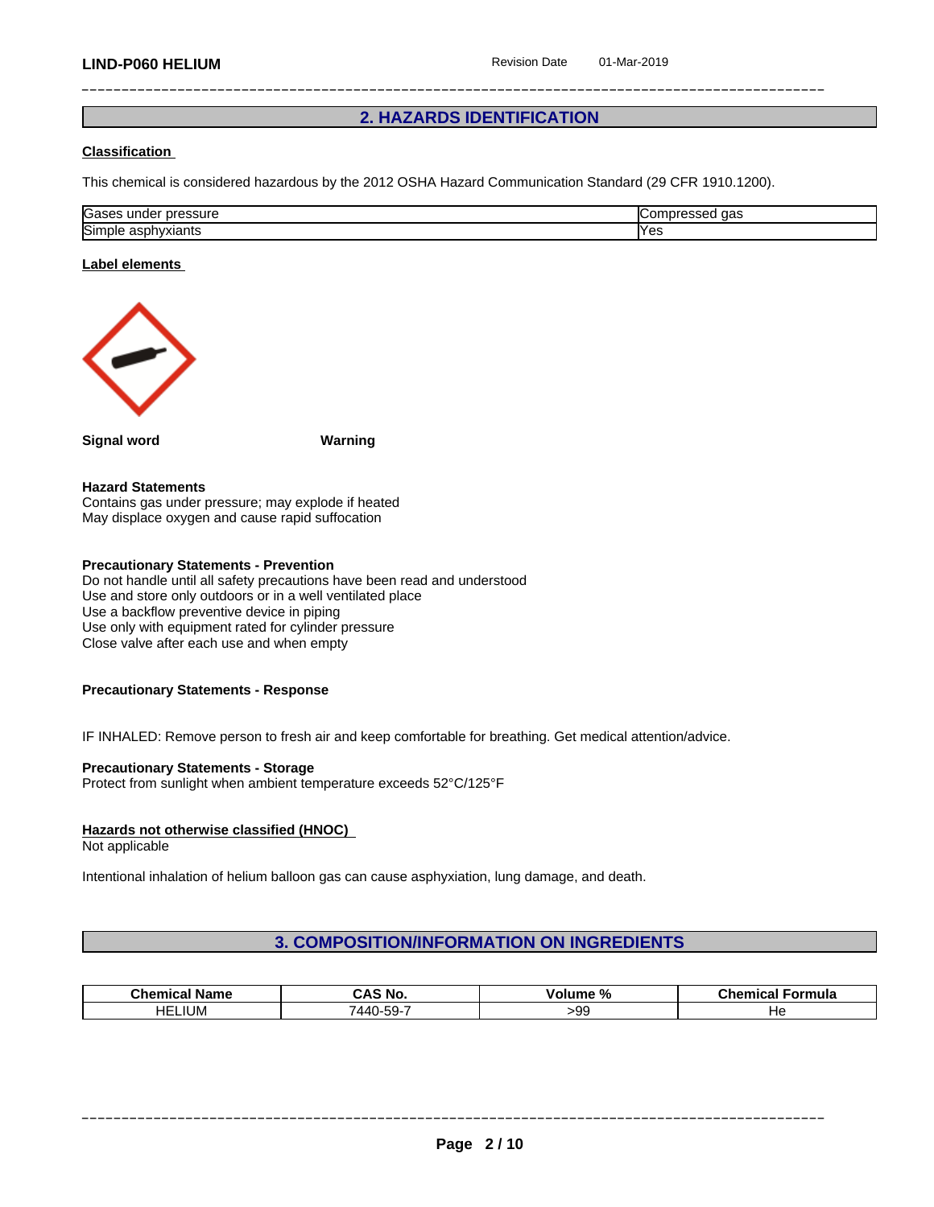## 2. HAZARDS IDENTIFICATION

**Classification**

This chemical is considered hazardous by the 2012 OSHA Hazard Communication Standard (29 CFR 1910.1200).

| | |
|---|---|
| Gases under pressure | Compressed gas |
| Simple asphyxiants | Yes |

**Label elements**

**Signal word** **Warning**

**Hazard Statements**
Contains gas under pressure; may explode if heated
May displace oxygen and cause rapid suffocation

**Precautionary Statements - Prevention**
Do not handle until all safety precautions have been read and understood
Use and store only outdoors or in a well ventilated place
Use a backflow preventive device in piping
Use only with equipment rated for cylinder pressure
Close valve after each use and when empty

**Precautionary Statements - Response**

IF INHALED: Remove person to fresh air and keep comfortable for breathing. Get medical attention/advice.

**Precautionary Statements - Storage**
Protect from sunlight when ambient temperature exceeds 52°C/125°F

**Hazards not otherwise classified (HNOC)**
Not applicable

Intentional inhalation of helium balloon gas can cause asphyxiation, lung damage, and death.

## 3. COMPOSITION/INFORMATION ON INGREDIENTS

| Chemical Name | CAS No. | Volume % | Chemical Formula |
|---|---|---|---|
| HELIUM | 7440-59-7 | >99 | He |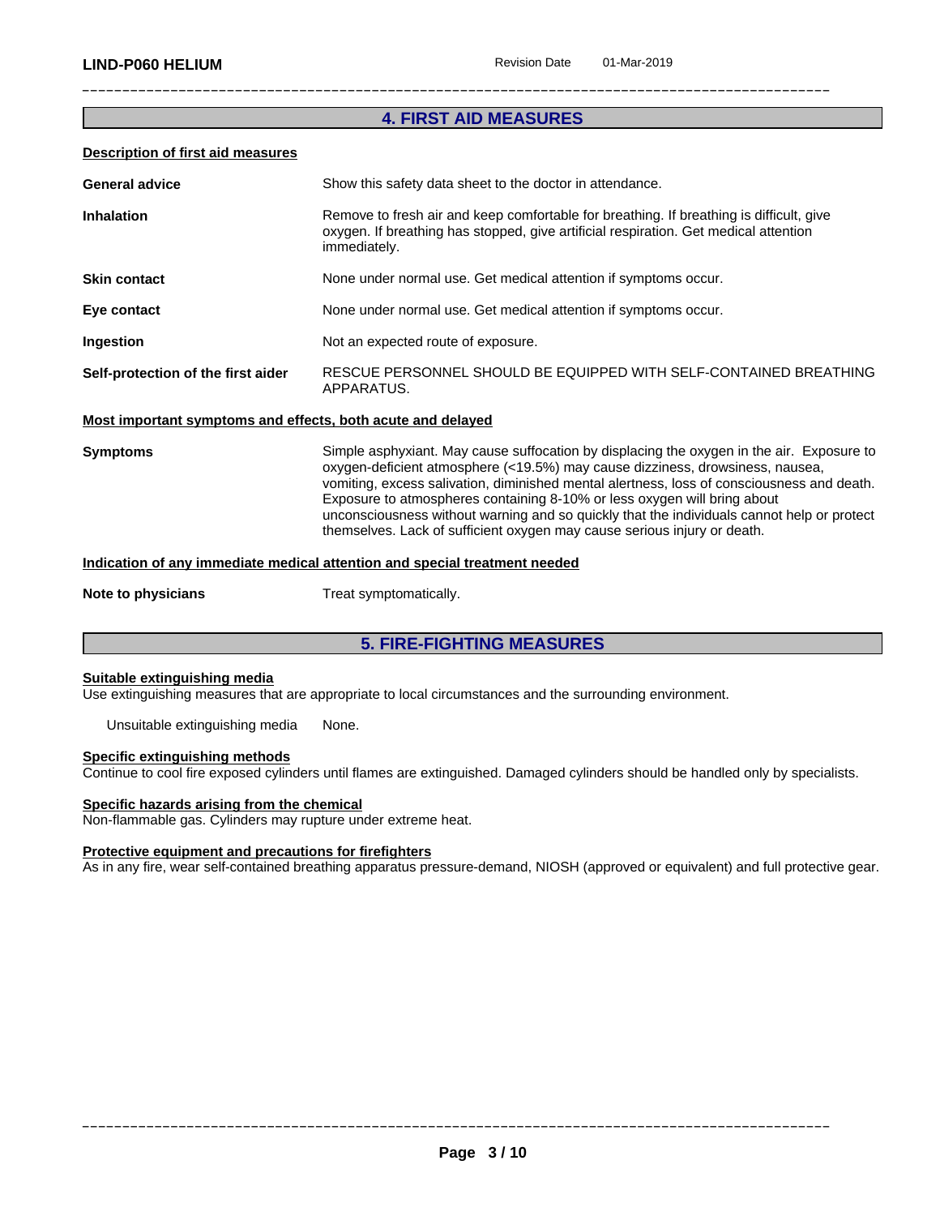## 4. FIRST AID MEASURES

**Description of first aid measures**

| | |
|---|---|
| **General advice** | Show this safety data sheet to the doctor in attendance. |
| **Inhalation** | Remove to fresh air and keep comfortable for breathing. If breathing is difficult, give oxygen. If breathing has stopped, give artificial respiration. Get medical attention immediately. |
| **Skin contact** | None under normal use. Get medical attention if symptoms occur. |
| **Eye contact** | None under normal use. Get medical attention if symptoms occur. |
| **Ingestion** | Not an expected route of exposure. |
| **Self-protection of the first aider** | RESCUE PERSONNEL SHOULD BE EQUIPPED WITH SELF-CONTAINED BREATHING APPARATUS. |

**Most important symptoms and effects, both acute and delayed**

| | |
|---|---|
| **Symptoms** | Simple asphyxiant. May cause suffocation by displacing the oxygen in the air. Exposure to oxygen-deficient atmosphere (<19.5%) may cause dizziness, drowsiness, nausea, vomiting, excess salivation, diminished mental alertness, loss of consciousness and death. Exposure to atmospheres containing 8-10% or less oxygen will bring about unconsciousness without warning and so quickly that the individuals cannot help or protect themselves. Lack of sufficient oxygen may cause serious injury or death. |

**Indication of any immediate medical attention and special treatment needed**

| | |
|---|---|
| **Note to physicians** | Treat symptomatically. |

## 5. FIRE-FIGHTING MEASURES

**Suitable extinguishing media**

Use extinguishing measures that are appropriate to local circumstances and the surrounding environment.

Unsuitable extinguishing media None.

**Specific extinguishing methods**

Continue to cool fire exposed cylinders until flames are extinguished. Damaged cylinders should be handled only by specialists.

**Specific hazards arising from the chemical**

Non-flammable gas. Cylinders may rupture under extreme heat.

**Protective equipment and precautions for firefighters**

As in any fire, wear self-contained breathing apparatus pressure-demand, NIOSH (approved or equivalent) and full protective gear.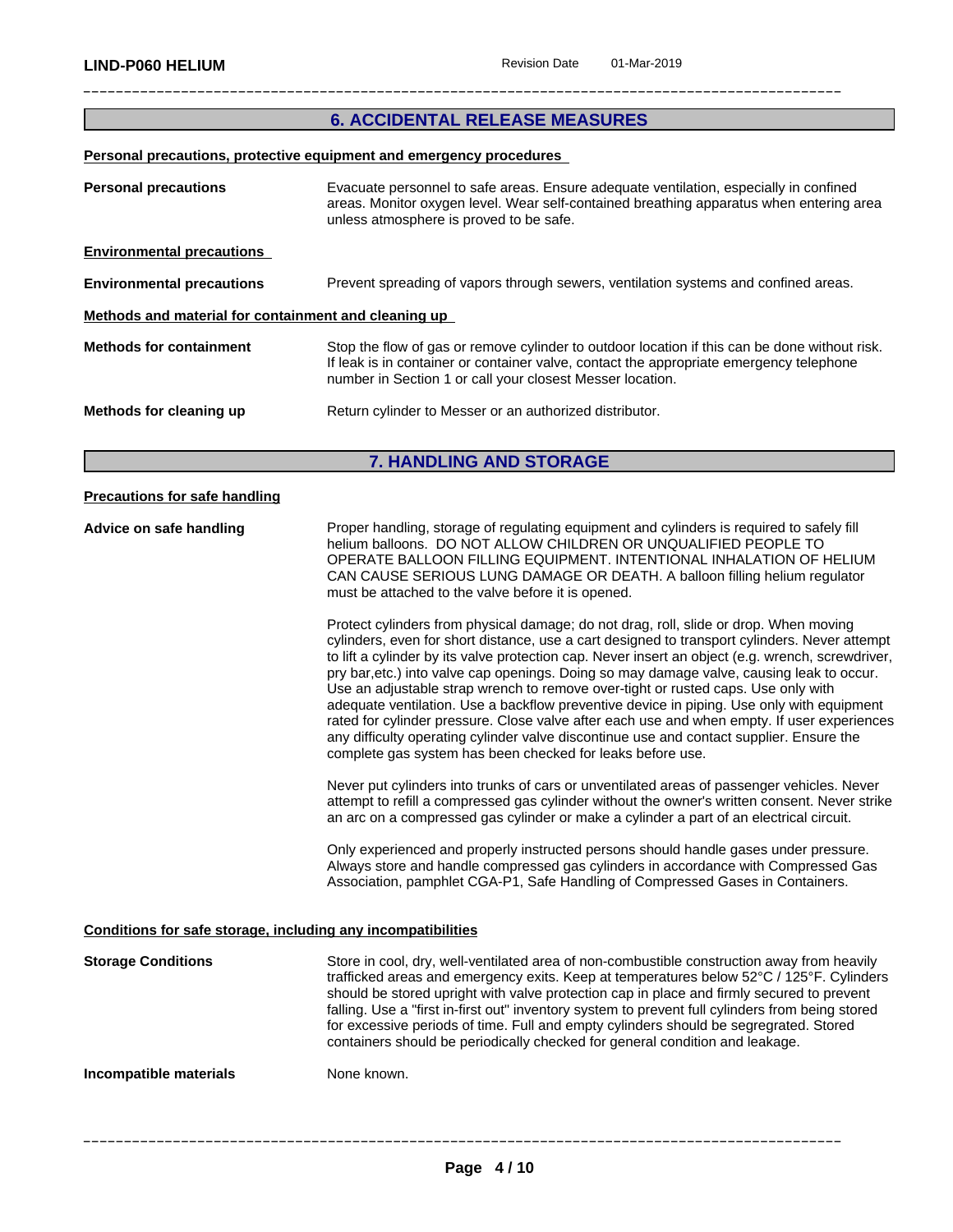## 6. ACCIDENTAL RELEASE MEASURES

**Personal precautions, protective equipment and emergency procedures**

**Personal precautions** Evacuate personnel to safe areas. Ensure adequate ventilation, especially in confined areas. Monitor oxygen level. Wear self-contained breathing apparatus when entering area unless atmosphere is proved to be safe.

**Environmental precautions**

**Environmental precautions** Prevent spreading of vapors through sewers, ventilation systems and confined areas.

**Methods and material for containment and cleaning up**

**Methods for containment** Stop the flow of gas or remove cylinder to outdoor location if this can be done without risk. If leak is in container or container valve, contact the appropriate emergency telephone number in Section 1 or call your closest Messer location.

**Methods for cleaning up** Return cylinder to Messer or an authorized distributor.

## 7. HANDLING AND STORAGE

**Precautions for safe handling**

**Advice on safe handling** Proper handling, storage of regulating equipment and cylinders is required to safely fill helium balloons. DO NOT ALLOW CHILDREN OR UNQUALIFIED PEOPLE TO OPERATE BALLOON FILLING EQUIPMENT. INTENTIONAL INHALATION OF HELIUM CAN CAUSE SERIOUS LUNG DAMAGE OR DEATH. A balloon filling helium regulator must be attached to the valve before it is opened.

Protect cylinders from physical damage; do not drag, roll, slide or drop. When moving cylinders, even for short distance, use a cart designed to transport cylinders. Never attempt to lift a cylinder by its valve protection cap. Never insert an object (e.g. wrench, screwdriver, pry bar,etc.) into valve cap openings. Doing so may damage valve, causing leak to occur. Use an adjustable strap wrench to remove over-tight or rusted caps. Use only with adequate ventilation. Use a backflow preventive device in piping. Use only with equipment rated for cylinder pressure. Close valve after each use and when empty. If user experiences any difficulty operating cylinder valve discontinue use and contact supplier. Ensure the complete gas system has been checked for leaks before use.

Never put cylinders into trunks of cars or unventilated areas of passenger vehicles. Never attempt to refill a compressed gas cylinder without the owner's written consent. Never strike an arc on a compressed gas cylinder or make a cylinder a part of an electrical circuit.

Only experienced and properly instructed persons should handle gases under pressure. Always store and handle compressed gas cylinders in accordance with Compressed Gas Association, pamphlet CGA-P1, Safe Handling of Compressed Gases in Containers.

**Conditions for safe storage, including any incompatibilities**

**Storage Conditions** Store in cool, dry, well-ventilated area of non-combustible construction away from heavily trafficked areas and emergency exits. Keep at temperatures below 52°C / 125°F. Cylinders should be stored upright with valve protection cap in place and firmly secured to prevent falling. Use a "first in-first out" inventory system to prevent full cylinders from being stored for excessive periods of time. Full and empty cylinders should be segregrated. Stored containers should be periodically checked for general condition and leakage.

**Incompatible materials** None known.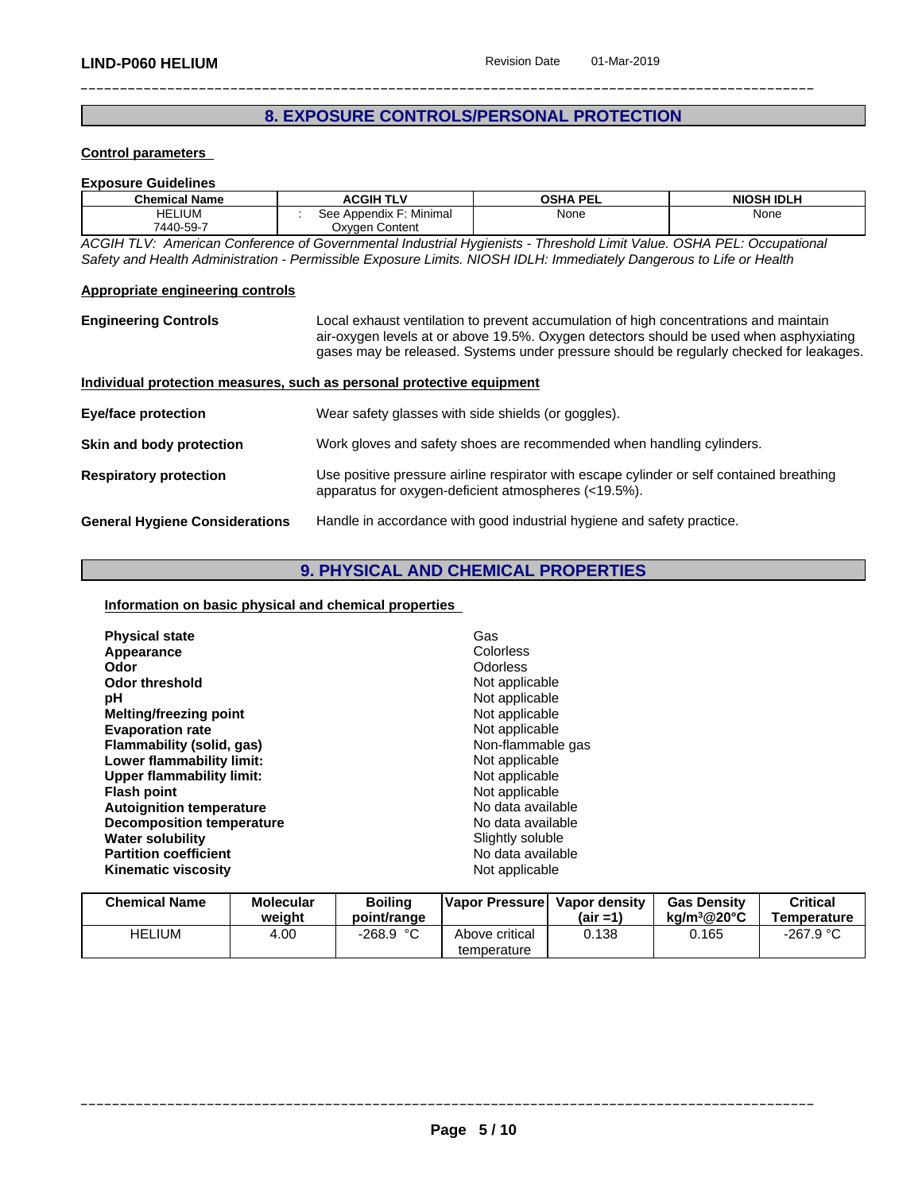## 8. EXPOSURE CONTROLS/PERSONAL PROTECTION

### Control parameters

**Exposure Guidelines**

| Chemical Name | ACGIH TLV | OSHA PEL | NIOSH IDLH |
|---|---|---|---|
| HELIUM<br>7440-59-7 | : See Appendix F: Minimal Oxygen Content | None | None |

*ACGIH TLV: American Conference of Governmental Industrial Hygienists - Threshold Limit Value. OSHA PEL: Occupational Safety and Health Administration - Permissible Exposure Limits. NIOSH IDLH: Immediately Dangerous to Life or Health*

### Appropriate engineering controls

**Engineering Controls** Local exhaust ventilation to prevent accumulation of high concentrations and maintain air-oxygen levels at or above 19.5%. Oxygen detectors should be used when asphyxiating gases may be released. Systems under pressure should be regularly checked for leakages.

### Individual protection measures, such as personal protective equipment

**Eye/face protection** Wear safety glasses with side shields (or goggles).

**Skin and body protection** Work gloves and safety shoes are recommended when handling cylinders.

**Respiratory protection** Use positive pressure airline respirator with escape cylinder or self contained breathing apparatus for oxygen-deficient atmospheres (<19.5%).

**General Hygiene Considerations** Handle in accordance with good industrial hygiene and safety practice.

## 9. PHYSICAL AND CHEMICAL PROPERTIES

### Information on basic physical and chemical properties

| Property | Value |
|---|---|
| **Physical state** | Gas |
| **Appearance** | Colorless |
| **Odor** | Odorless |
| **Odor threshold** | Not applicable |
| **pH** | Not applicable |
| **Melting/freezing point** | Not applicable |
| **Evaporation rate** | Not applicable |
| **Flammability (solid, gas)** | Non-flammable gas |
| **Lower flammability limit:** | Not applicable |
| **Upper flammability limit:** | Not applicable |
| **Flash point** | Not applicable |
| **Autoignition temperature** | No data available |
| **Decomposition temperature** | No data available |
| **Water solubility** | Slightly soluble |
| **Partition coefficient** | No data available |
| **Kinematic viscosity** | Not applicable |

| Chemical Name | Molecular weight | Boiling point/range | Vapor Pressure | Vapor density (air =1) | Gas Density kg/m³@20°C | Critical Temperature |
|---|---|---|---|---|---|---|
| HELIUM | 4.00 | -268.9 °C | Above critical temperature | 0.138 | 0.165 | -267.9 °C |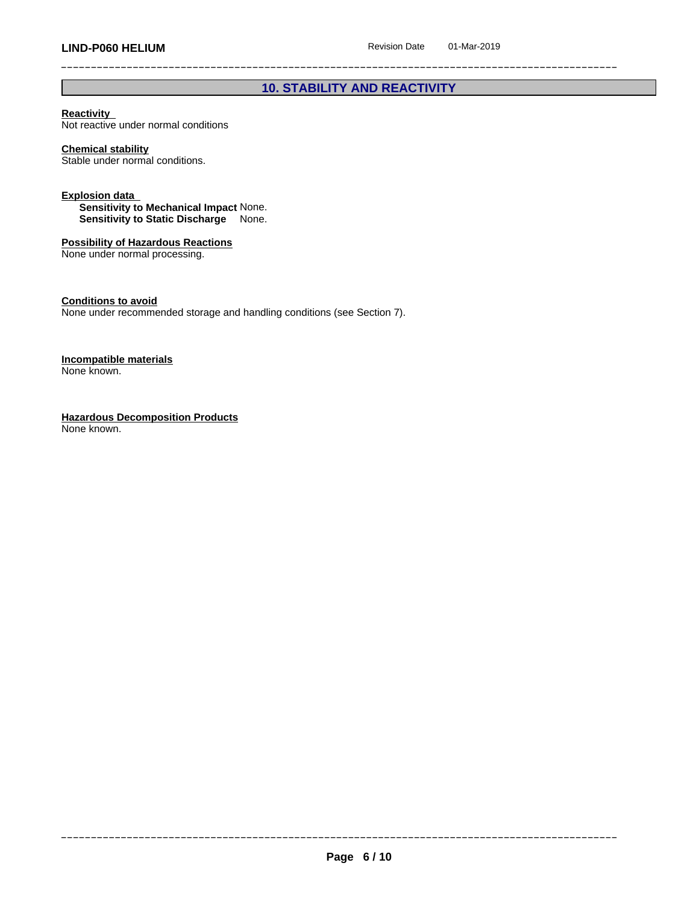## 10. STABILITY AND REACTIVITY

**Reactivity**
Not reactive under normal conditions

**Chemical stability**
Stable under normal conditions.

**Explosion data**
**Sensitivity to Mechanical Impact** None.
**Sensitivity to Static Discharge** None.

**Possibility of Hazardous Reactions**
None under normal processing.

**Conditions to avoid**
None under recommended storage and handling conditions (see Section 7).

**Incompatible materials**
None known.

**Hazardous Decomposition Products**
None known.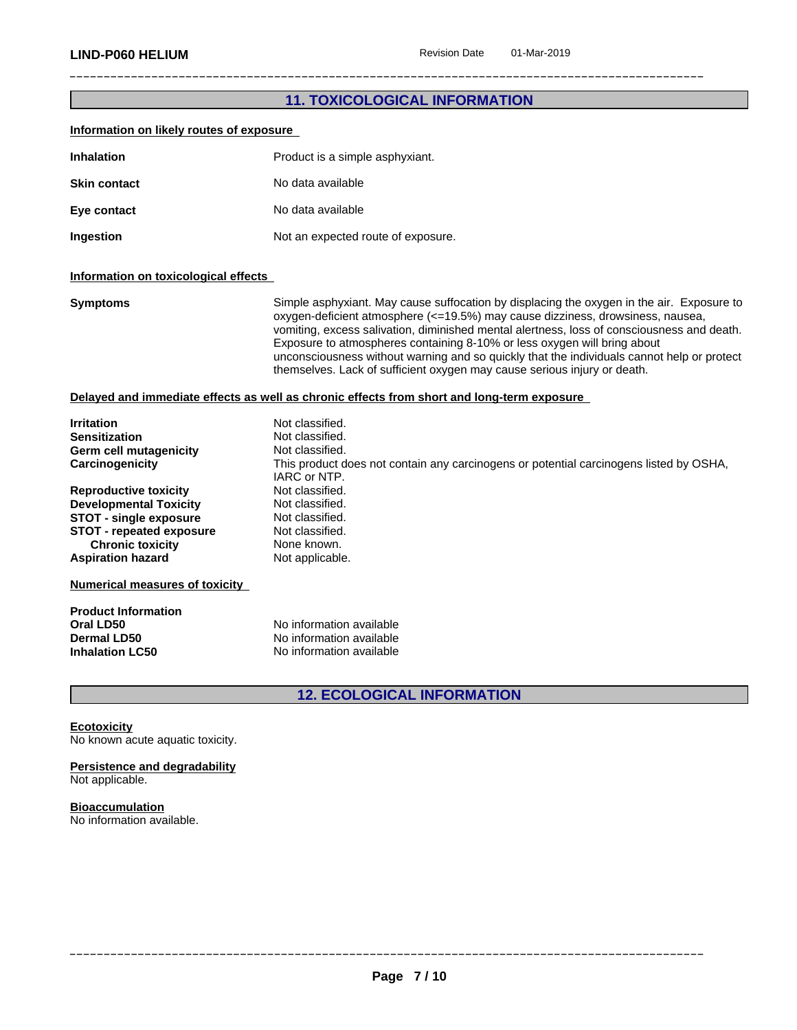## 11. TOXICOLOGICAL INFORMATION

**Information on likely routes of exposure**

| | |
|---|---|
| **Inhalation** | Product is a simple asphyxiant. |
| **Skin contact** | No data available |
| **Eye contact** | No data available |
| **Ingestion** | Not an expected route of exposure. |

**Information on toxicological effects**

| | |
|---|---|
| **Symptoms** | Simple asphyxiant. May cause suffocation by displacing the oxygen in the air. Exposure to oxygen-deficient atmosphere (<=19.5%) may cause dizziness, drowsiness, nausea, vomiting, excess salivation, diminished mental alertness, loss of consciousness and death. Exposure to atmospheres containing 8-10% or less oxygen will bring about unconsciousness without warning and so quickly that the individuals cannot help or protect themselves. Lack of sufficient oxygen may cause serious injury or death. |

**Delayed and immediate effects as well as chronic effects from short and long-term exposure**

| | |
|---|---|
| **Irritation** | Not classified. |
| **Sensitization** | Not classified. |
| **Germ cell mutagenicity** | Not classified. |
| **Carcinogenicity** | This product does not contain any carcinogens or potential carcinogens listed by OSHA, IARC or NTP. |
| **Reproductive toxicity** | Not classified. |
| **Developmental Toxicity** | Not classified. |
| **STOT - single exposure** | Not classified. |
| **STOT - repeated exposure** | Not classified. |
| **Chronic toxicity** | None known. |
| **Aspiration hazard** | Not applicable. |

**Numerical measures of toxicity**

**Product Information**

| | |
|---|---|
| **Oral LD50** | No information available |
| **Dermal LD50** | No information available |
| **Inhalation LC50** | No information available |

## 12. ECOLOGICAL INFORMATION

**Ecotoxicity**
No known acute aquatic toxicity.

**Persistence and degradability**
Not applicable.

**Bioaccumulation**
No information available.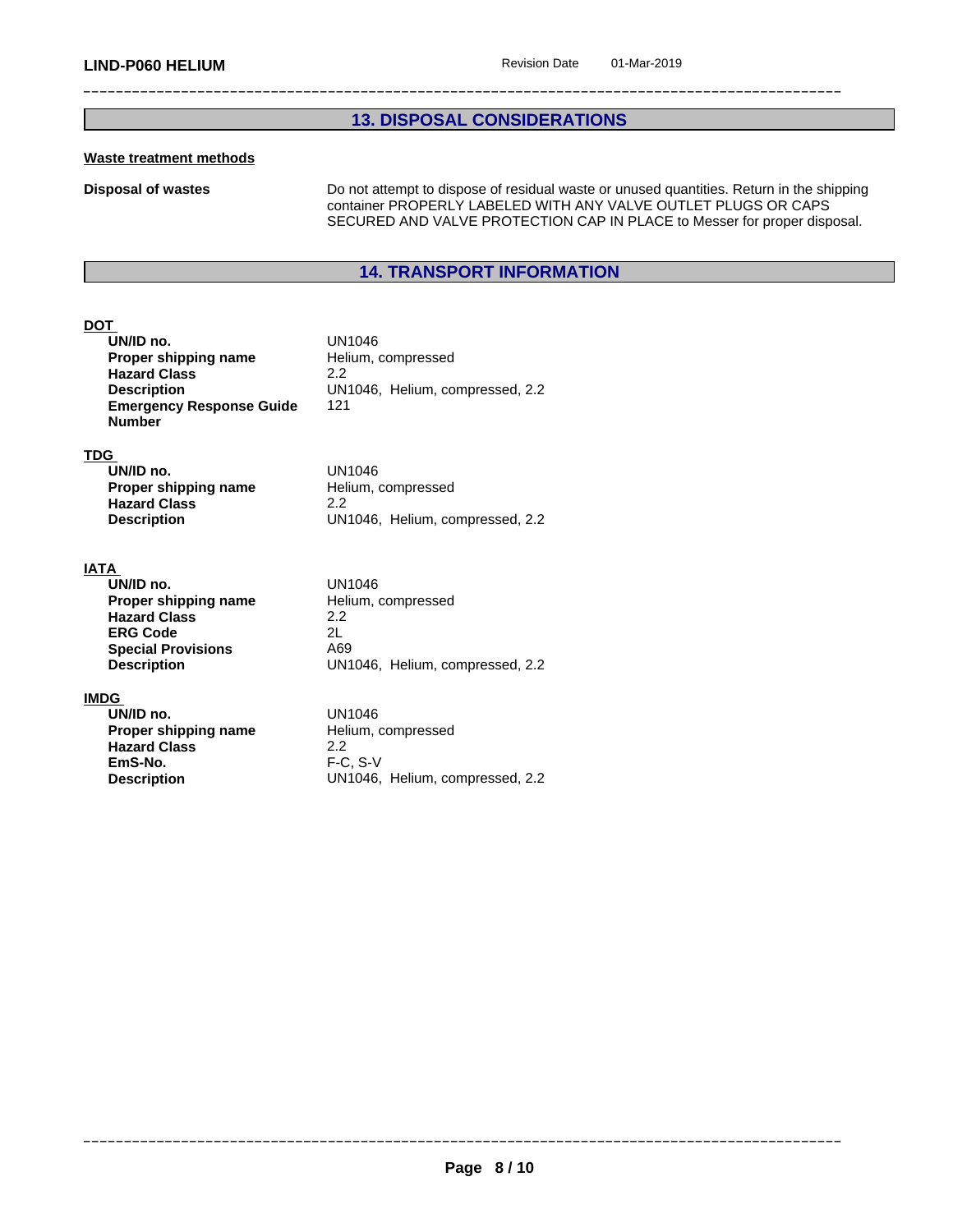## 13. DISPOSAL CONSIDERATIONS

**Waste treatment methods**

**Disposal of wastes** Do not attempt to dispose of residual waste or unused quantities. Return in the shipping container PROPERLY LABELED WITH ANY VALVE OUTLET PLUGS OR CAPS SECURED AND VALVE PROTECTION CAP IN PLACE to Messer for proper disposal.

## 14. TRANSPORT INFORMATION

**DOT**

| | |
|---|---|
| **UN/ID no.** | UN1046 |
| **Proper shipping name** | Helium, compressed |
| **Hazard Class** | 2.2 |
| **Description** | UN1046, Helium, compressed, 2.2 |
| **Emergency Response Guide Number** | 121 |

**TDG**

| | |
|---|---|
| **UN/ID no.** | UN1046 |
| **Proper shipping name** | Helium, compressed |
| **Hazard Class** | 2.2 |
| **Description** | UN1046, Helium, compressed, 2.2 |

**IATA**

| | |
|---|---|
| **UN/ID no.** | UN1046 |
| **Proper shipping name** | Helium, compressed |
| **Hazard Class** | 2.2 |
| **ERG Code** | 2L |
| **Special Provisions** | A69 |
| **Description** | UN1046, Helium, compressed, 2.2 |

**IMDG**

| | |
|---|---|
| **UN/ID no.** | UN1046 |
| **Proper shipping name** | Helium, compressed |
| **Hazard Class** | 2.2 |
| **EmS-No.** | F-C, S-V |
| **Description** | UN1046, Helium, compressed, 2.2 |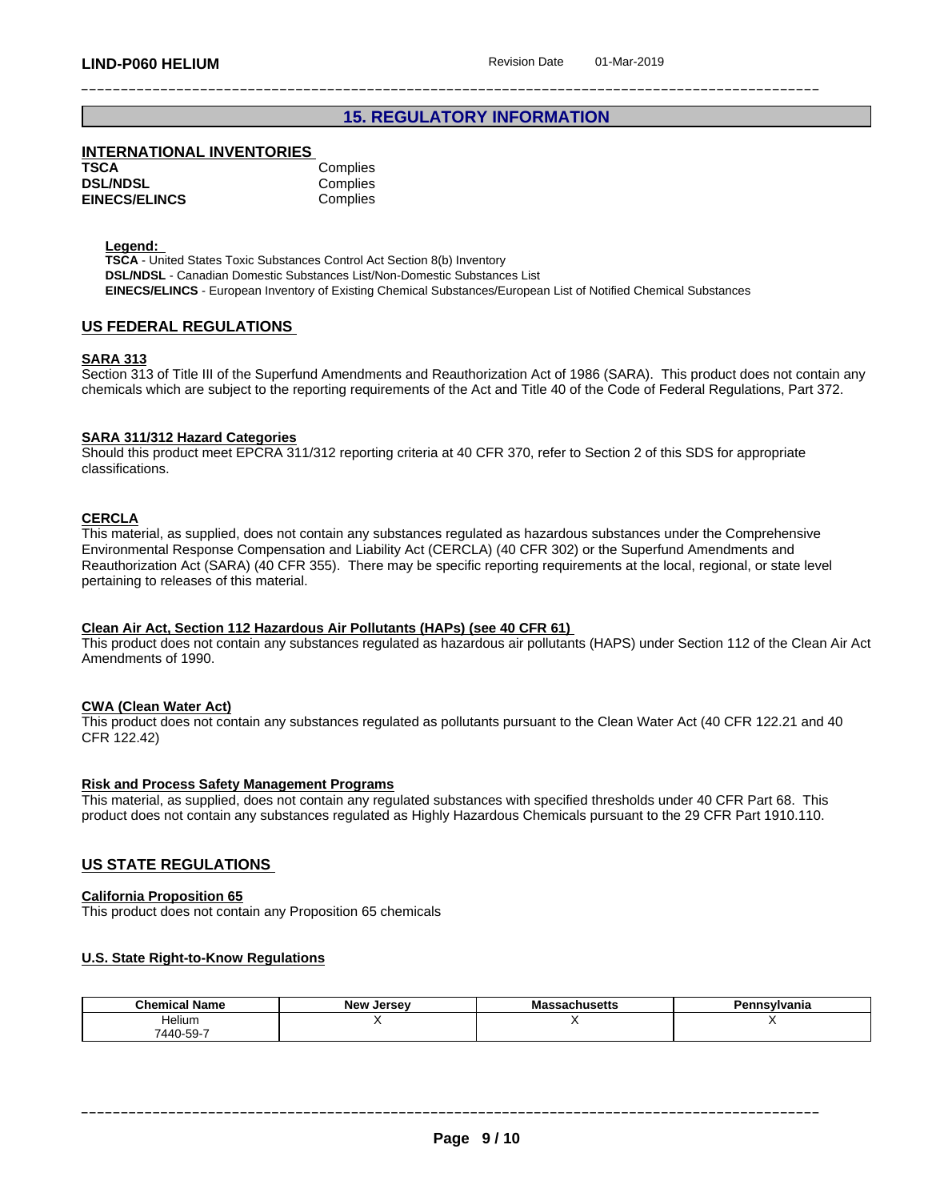## 15. REGULATORY INFORMATION

### INTERNATIONAL INVENTORIES

| | |
|---|---|
| **TSCA** | Complies |
| **DSL/NDSL** | Complies |
| **EINECS/ELINCS** | Complies |

**Legend:**
**TSCA** - United States Toxic Substances Control Act Section 8(b) Inventory
**DSL/NDSL** - Canadian Domestic Substances List/Non-Domestic Substances List
**EINECS/ELINCS** - European Inventory of Existing Chemical Substances/European List of Notified Chemical Substances

### US FEDERAL REGULATIONS

**SARA 313**
Section 313 of Title III of the Superfund Amendments and Reauthorization Act of 1986 (SARA). This product does not contain any chemicals which are subject to the reporting requirements of the Act and Title 40 of the Code of Federal Regulations, Part 372.

**SARA 311/312 Hazard Categories**
Should this product meet EPCRA 311/312 reporting criteria at 40 CFR 370, refer to Section 2 of this SDS for appropriate classifications.

**CERCLA**
This material, as supplied, does not contain any substances regulated as hazardous substances under the Comprehensive Environmental Response Compensation and Liability Act (CERCLA) (40 CFR 302) or the Superfund Amendments and Reauthorization Act (SARA) (40 CFR 355). There may be specific reporting requirements at the local, regional, or state level pertaining to releases of this material.

**Clean Air Act, Section 112 Hazardous Air Pollutants (HAPs) (see 40 CFR 61)**
This product does not contain any substances regulated as hazardous air pollutants (HAPS) under Section 112 of the Clean Air Act Amendments of 1990.

**CWA (Clean Water Act)**
This product does not contain any substances regulated as pollutants pursuant to the Clean Water Act (40 CFR 122.21 and 40 CFR 122.42)

**Risk and Process Safety Management Programs**
This material, as supplied, does not contain any regulated substances with specified thresholds under 40 CFR Part 68. This product does not contain any substances regulated as Highly Hazardous Chemicals pursuant to the 29 CFR Part 1910.110.

### US STATE REGULATIONS

**California Proposition 65**
This product does not contain any Proposition 65 chemicals

**U.S. State Right-to-Know Regulations**

| Chemical Name | New Jersey | Massachusetts | Pennsylvania |
|---|---|---|---|
| Helium<br>7440-59-7 | X | X | X |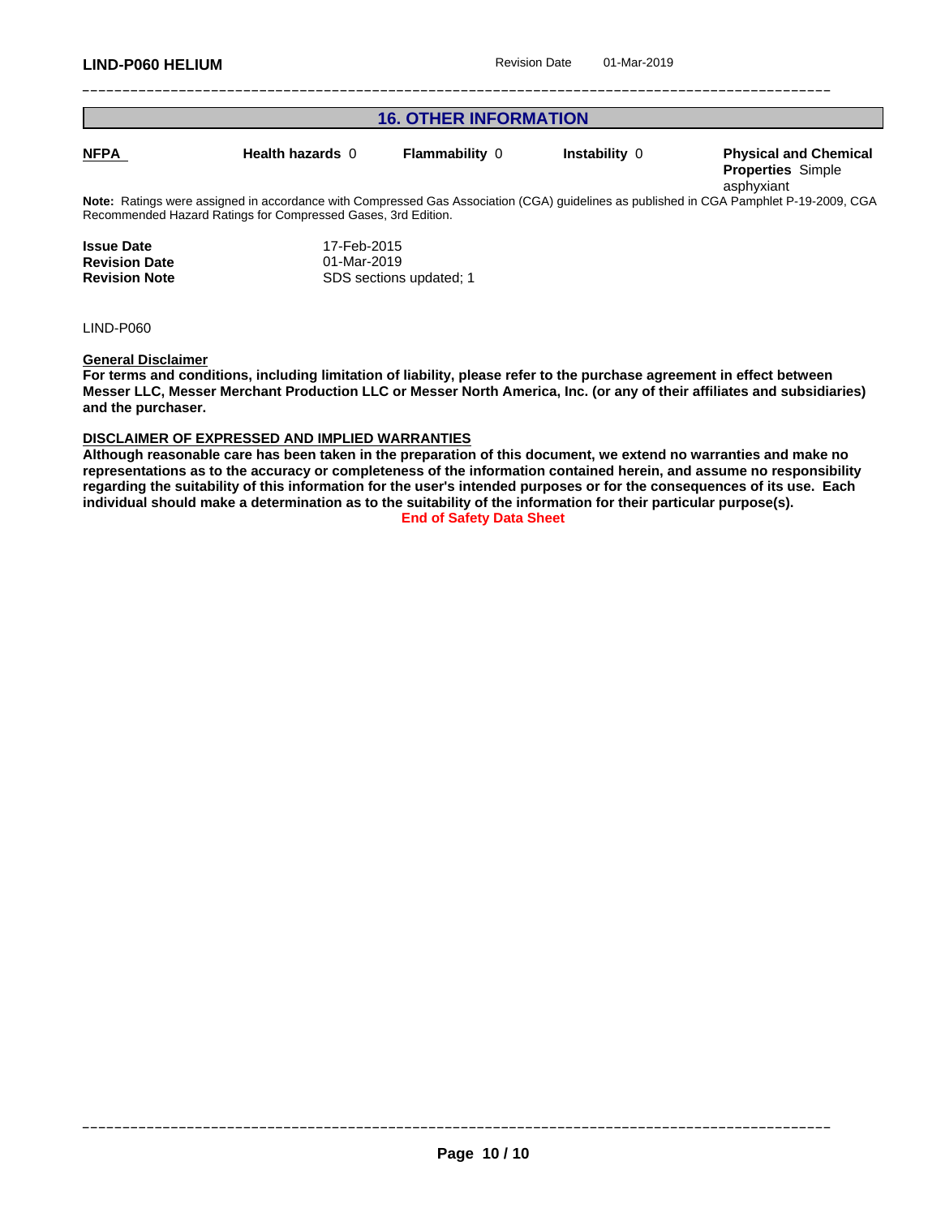## 16. OTHER INFORMATION

| NFPA | Health hazards 0 | Flammability 0 | Instability 0 | Physical and Chemical Properties Simple asphyxiant |
|---|---|---|---|---|

**Note:** Ratings were assigned in accordance with Compressed Gas Association (CGA) guidelines as published in CGA Pamphlet P-19-2009, CGA Recommended Hazard Ratings for Compressed Gases, 3rd Edition.

| | |
|---|---|
| **Issue Date** | 17-Feb-2015 |
| **Revision Date** | 01-Mar-2019 |
| **Revision Note** | SDS sections updated; 1 |

LIND-P060

**General Disclaimer**

**For terms and conditions, including limitation of liability, please refer to the purchase agreement in effect between Messer LLC, Messer Merchant Production LLC or Messer North America, Inc. (or any of their affiliates and subsidiaries) and the purchaser.**

**DISCLAIMER OF EXPRESSED AND IMPLIED WARRANTIES**

**Although reasonable care has been taken in the preparation of this document, we extend no warranties and make no representations as to the accuracy or completeness of the information contained herein, and assume no responsibility regarding the suitability of this information for the user's intended purposes or for the consequences of its use. Each individual should make a determination as to the suitability of the information for their particular purpose(s).**

**End of Safety Data Sheet**